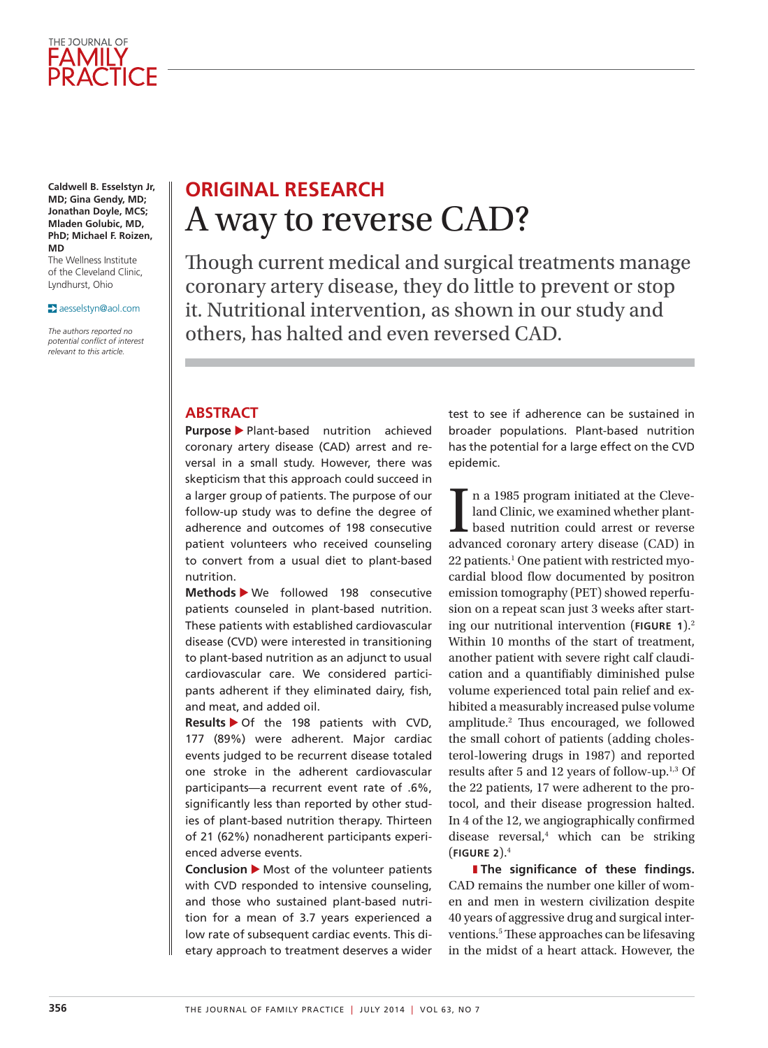Caldwell B. Esselstyn Jr, MD; Gina Gendy, MD; Jonathan Doyle, MCS; Mladen Golubic, MD, PhD; Michael F. Roizen, MD

The Wellness Institute of the Cleveland Clinic, Lyndhurst, Ohio

aesselstyn@aol.com

*The authors reported no potential conflict of interest relevant to this article.*

## ORIGINAL RESEARCH

# A way to reverse CAD?

Though current medical and surgical treatments manage coronary artery disease, they do little to prevent or stop it. Nutritional intervention, as shown in our study and others, has halted and even reversed CAD.

## ABSTRACT

**Purpose** ▶ Plant-based nutrition achieved coronary artery disease (CAD) arrest and reversal in a small study. However, there was skepticism that this approach could succeed in a larger group of patients. The purpose of our follow-up study was to define the degree of adherence and outcomes of 198 consecutive patient volunteers who received counseling to convert from a usual diet to plant-based nutrition.

**Methods** ▶ We followed 198 consecutive patients counseled in plant-based nutrition. These patients with established cardiovascular disease (CVD) were interested in transitioning to plant-based nutrition as an adjunct to usual cardiovascular care. We considered participants adherent if they eliminated dairy, fish, and meat, and added oil.

**Results** ▶ Of the 198 patients with CVD, 177 (89%) were adherent. Major cardiac events judged to be recurrent disease totaled one stroke in the adherent cardiovascular participants—a recurrent event rate of .6%, significantly less than reported by other studies of plant-based nutrition therapy. Thirteen of 21 (62%) nonadherent participants experienced adverse events.

**Conclusion** ▶ Most of the volunteer patients with CVD responded to intensive counseling, and those who sustained plant-based nutrition for a mean of 3.7 years experienced a low rate of subsequent cardiac events. This dietary approach to treatment deserves a wider test to see if adherence can be sustained in broader populations. Plant-based nutrition has the potential for a large effect on the CVD epidemic.

In a 1985 program initiated at the Cleveland Clinic, we examined whether plant-based nutrition could arrest or reverse advanced coronary artery disease (CAD) in 22 patients.[1] One patient with restricted myocardial blood flow documented by positron emission tomography (PET) showed reperfusion on a repeat scan just 3 weeks after starting our nutritional intervention (**FIGURE 1**).[2] Within 10 months of the start of treatment, another patient with severe right calf claudication and a quantifiably diminished pulse volume experienced total pain relief and exhibited a measurably increased pulse volume amplitude.[2] Thus encouraged, we followed the small cohort of patients (adding cholesterol-lowering drugs in 1987) and reported results after 5 and 12 years of follow-up.[1,3] Of the 22 patients, 17 were adherent to the protocol, and their disease progression halted. In 4 of the 12, we angiographically confirmed disease reversal,[4] which can be striking (**FIGURE 2**).[4]

**The significance of these findings.** CAD remains the number one killer of women and men in western civilization despite 40 years of aggressive drug and surgical interventions.[5] These approaches can be lifesaving in the midst of a heart attack. However, the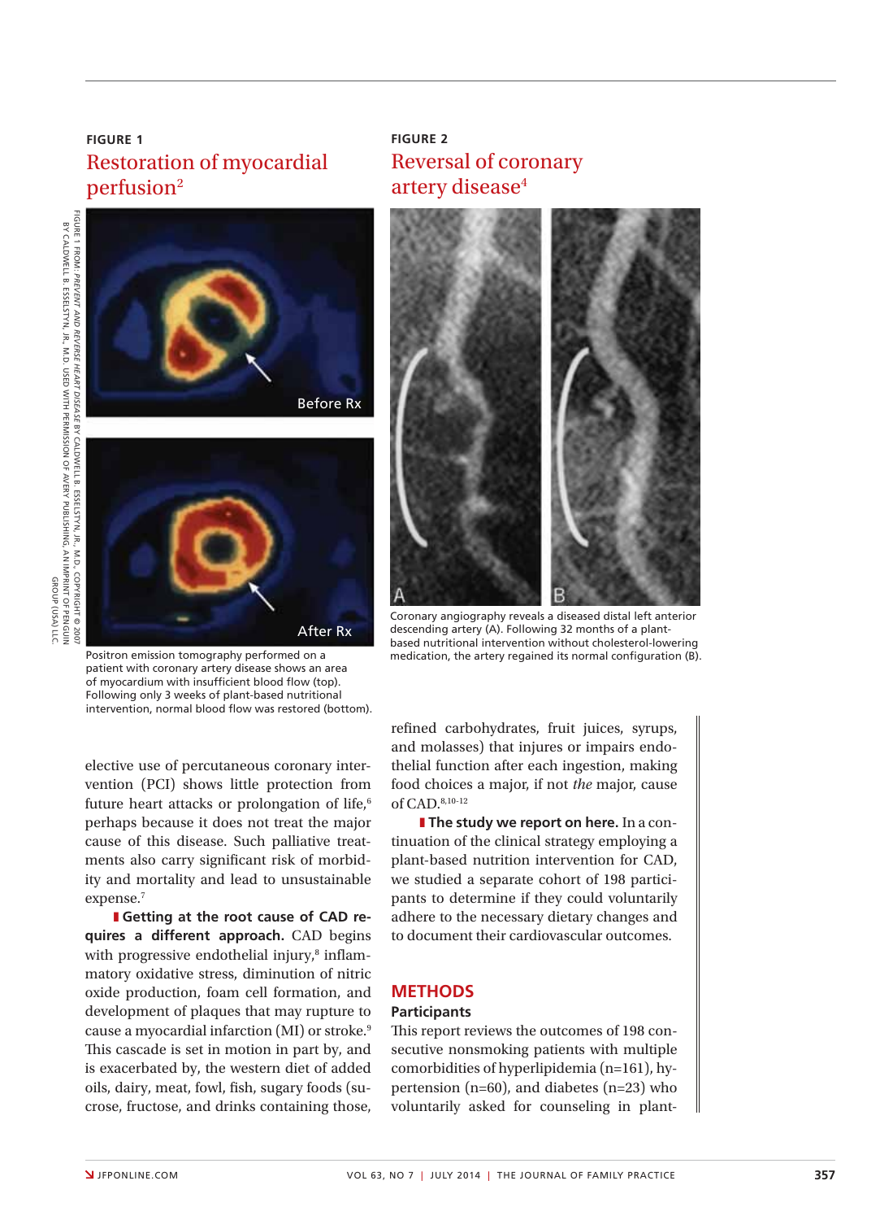**FIGURE 1**

## Restoration of myocardial perfusion[2]

FIGURE 1 FROM: *PREVENT AND REVERSE HEART DISEASE* BY CALDWELL B. ESSELSTYN, JR., M.D. USED WITH PERMISSION OF AVERY PUBLISHING, AN IMPRINT OF PENGUIN GROUP (USA) LLC. BY CALDWELL B. ESSELSTYN, JR., M.D. COPYRIGHT © 2007

Before Rx

After Rx

Positron emission tomography performed on a patient with coronary artery disease shows an area of myocardium with insufficient blood flow (top). Following only 3 weeks of plant-based nutritional intervention, normal blood flow was restored (bottom).

**FIGURE 2**

## Reversal of coronary artery disease[4]

A B

Coronary angiography reveals a diseased distal left anterior descending artery (A). Following 32 months of a plant-based nutritional intervention without cholesterol-lowering medication, the artery regained its normal configuration (B).

elective use of percutaneous coronary intervention (PCI) shows little protection from future heart attacks or prolongation of life,[6] perhaps because it does not treat the major cause of this disease. Such palliative treatments also carry significant risk of morbidity and mortality and lead to unsustainable expense.[7]

**Getting at the root cause of CAD requires a different approach.** CAD begins with progressive endothelial injury,[8] inflammatory oxidative stress, diminution of nitric oxide production, foam cell formation, and development of plaques that may rupture to cause a myocardial infarction (MI) or stroke.[9] This cascade is set in motion in part by, and is exacerbated by, the western diet of added oils, dairy, meat, fowl, fish, sugary foods (sucrose, fructose, and drinks containing those, refined carbohydrates, fruit juices, syrups, and molasses) that injures or impairs endothelial function after each ingestion, making food choices a major, if not *the* major, cause of CAD.[8,10-12]

**The study we report on here.** In a continuation of the clinical strategy employing a plant-based nutrition intervention for CAD, we studied a separate cohort of 198 participants to determine if they could voluntarily adhere to the necessary dietary changes and to document their cardiovascular outcomes.

## METHODS

### Participants

This report reviews the outcomes of 198 consecutive nonsmoking patients with multiple comorbidities of hyperlipidemia (n=161), hypertension (n=60), and diabetes (n=23) who voluntarily asked for counseling in plant-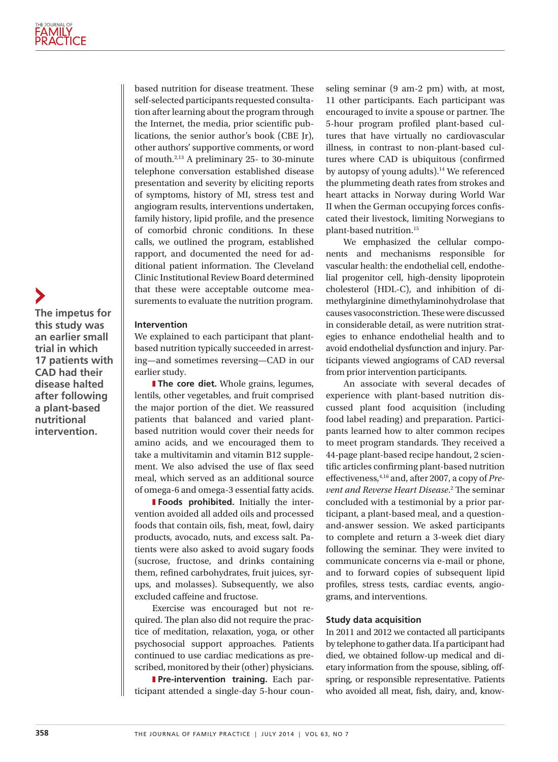based nutrition for disease treatment. These self-selected participants requested consultation after learning about the program through the Internet, the media, prior scientific publications, the senior author's book (CBE Jr), other authors' supportive comments, or word of mouth.[2,13] A preliminary 25- to 30-minute telephone conversation established disease presentation and severity by eliciting reports of symptoms, history of MI, stress test and angiogram results, interventions undertaken, family history, lipid profile, and the presence of comorbid chronic conditions. In these calls, we outlined the program, established rapport, and documented the need for additional patient information. The Cleveland Clinic Institutional Review Board determined that these were acceptable outcome measurements to evaluate the nutrition program.

**The impetus for this study was an earlier small trial in which 17 patients with CAD had their disease halted after following a plant-based nutritional intervention.**

### Intervention

We explained to each participant that plant-based nutrition typically succeeded in arresting—and sometimes reversing—CAD in our earlier study.

**The core diet.** Whole grains, legumes, lentils, other vegetables, and fruit comprised the major portion of the diet. We reassured patients that balanced and varied plant-based nutrition would cover their needs for amino acids, and we encouraged them to take a multivitamin and vitamin B12 supplement. We also advised the use of flax seed meal, which served as an additional source of omega-6 and omega-3 essential fatty acids.

**Foods prohibited.** Initially the intervention avoided all added oils and processed foods that contain oils, fish, meat, fowl, dairy products, avocado, nuts, and excess salt. Patients were also asked to avoid sugary foods (sucrose, fructose, and drinks containing them, refined carbohydrates, fruit juices, syrups, and molasses). Subsequently, we also excluded caffeine and fructose.

Exercise was encouraged but not required. The plan also did not require the practice of meditation, relaxation, yoga, or other psychosocial support approaches. Patients continued to use cardiac medications as prescribed, monitored by their (other) physicians.

**Pre-intervention training.** Each participant attended a single-day 5-hour counseling seminar (9 am-2 pm) with, at most, 11 other participants. Each participant was encouraged to invite a spouse or partner. The 5-hour program profiled plant-based cultures that have virtually no cardiovascular illness, in contrast to non-plant-based cultures where CAD is ubiquitous (confirmed by autopsy of young adults).[14] We referenced the plummeting death rates from strokes and heart attacks in Norway during World War II when the German occupying forces confiscated their livestock, limiting Norwegians to plant-based nutrition.[15]

We emphasized the cellular components and mechanisms responsible for vascular health: the endothelial cell, endothelial progenitor cell, high-density lipoprotein cholesterol (HDL-C), and inhibition of dimethylarginine dimethylaminohydrolase that causes vasoconstriction. These were discussed in considerable detail, as were nutrition strategies to enhance endothelial health and to avoid endothelial dysfunction and injury. Participants viewed angiograms of CAD reversal from prior intervention participants.

An associate with several decades of experience with plant-based nutrition discussed plant food acquisition (including food label reading) and preparation. Participants learned how to alter common recipes to meet program standards. They received a 44-page plant-based recipe handout, 2 scientific articles confirming plant-based nutrition effectiveness,[4,16] and, after 2007, a copy of *Prevent and Reverse Heart Disease*.[2] The seminar concluded with a testimonial by a prior participant, a plant-based meal, and a question-and-answer session. We asked participants to complete and return a 3-week diet diary following the seminar. They were invited to communicate concerns via e-mail or phone, and to forward copies of subsequent lipid profiles, stress tests, cardiac events, angiograms, and interventions.

### Study data acquisition

In 2011 and 2012 we contacted all participants by telephone to gather data. If a participant had died, we obtained follow-up medical and dietary information from the spouse, sibling, offspring, or responsible representative. Patients who avoided all meat, fish, dairy, and, know-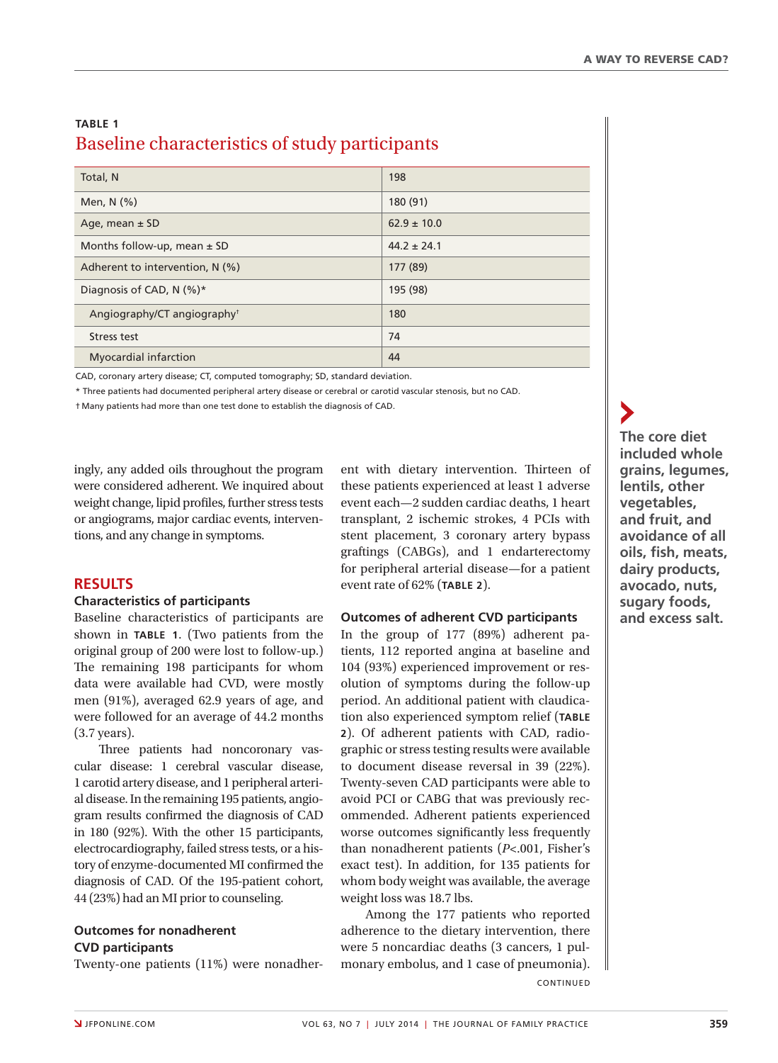**TABLE 1**

## Baseline characteristics of study participants

| | |
|---|---|
| Total, N | 198 |
| Men, N (%) | 180 (91) |
| Age, mean ± SD | 62.9 ± 10.0 |
| Months follow-up, mean ± SD | 44.2 ± 24.1 |
| Adherent to intervention, N (%) | 177 (89) |
| Diagnosis of CAD, N (%)* | 195 (98) |
| Angiography/CT angiography† | 180 |
| Stress test | 74 |
| Myocardial infarction | 44 |

CAD, coronary artery disease; CT, computed tomography; SD, standard deviation.

* Three patients had documented peripheral artery disease or cerebral or carotid vascular stenosis, but no CAD.

† Many patients had more than one test done to establish the diagnosis of CAD.

ingly, any added oils throughout the program were considered adherent. We inquired about weight change, lipid profiles, further stress tests or angiograms, major cardiac events, interventions, and any change in symptoms.

## RESULTS

### Characteristics of participants

Baseline characteristics of participants are shown in **TABLE 1**. (Two patients from the original group of 200 were lost to follow-up.) The remaining 198 participants for whom data were available had CVD, were mostly men (91%), averaged 62.9 years of age, and were followed for an average of 44.2 months (3.7 years).

Three patients had noncoronary vascular disease: 1 cerebral vascular disease, 1 carotid artery disease, and 1 peripheral arterial disease. In the remaining 195 patients, angiogram results confirmed the diagnosis of CAD in 180 (92%). With the other 15 participants, electrocardiography, failed stress tests, or a history of enzyme-documented MI confirmed the diagnosis of CAD. Of the 195-patient cohort, 44 (23%) had an MI prior to counseling.

### Outcomes for nonadherent CVD participants

Twenty-one patients (11%) were nonadherent with dietary intervention. Thirteen of these patients experienced at least 1 adverse event each—2 sudden cardiac deaths, 1 heart transplant, 2 ischemic strokes, 4 PCIs with stent placement, 3 coronary artery bypass graftings (CABGs), and 1 endarterectomy for peripheral arterial disease—for a patient event rate of 62% (**TABLE 2**).

### Outcomes of adherent CVD participants

In the group of 177 (89%) adherent patients, 112 reported angina at baseline and 104 (93%) experienced improvement or resolution of symptoms during the follow-up period. An additional patient with claudication also experienced symptom relief (**TABLE 2**). Of adherent patients with CAD, radiographic or stress testing results were available to document disease reversal in 39 (22%). Twenty-seven CAD participants were able to avoid PCI or CABG that was previously recommended. Adherent patients experienced worse outcomes significantly less frequently than nonadherent patients ($P$<.001, Fisher's exact test). In addition, for 135 patients for whom body weight was available, the average weight loss was 18.7 lbs.

Among the 177 patients who reported adherence to the dietary intervention, there were 5 noncardiac deaths (3 cancers, 1 pulmonary embolus, and 1 case of pneumonia).

CONTINUED

**The core diet included whole grains, legumes, lentils, other vegetables, and fruit, and avoidance of all oils, fish, meats, dairy products, avocado, nuts, sugary foods, and excess salt.**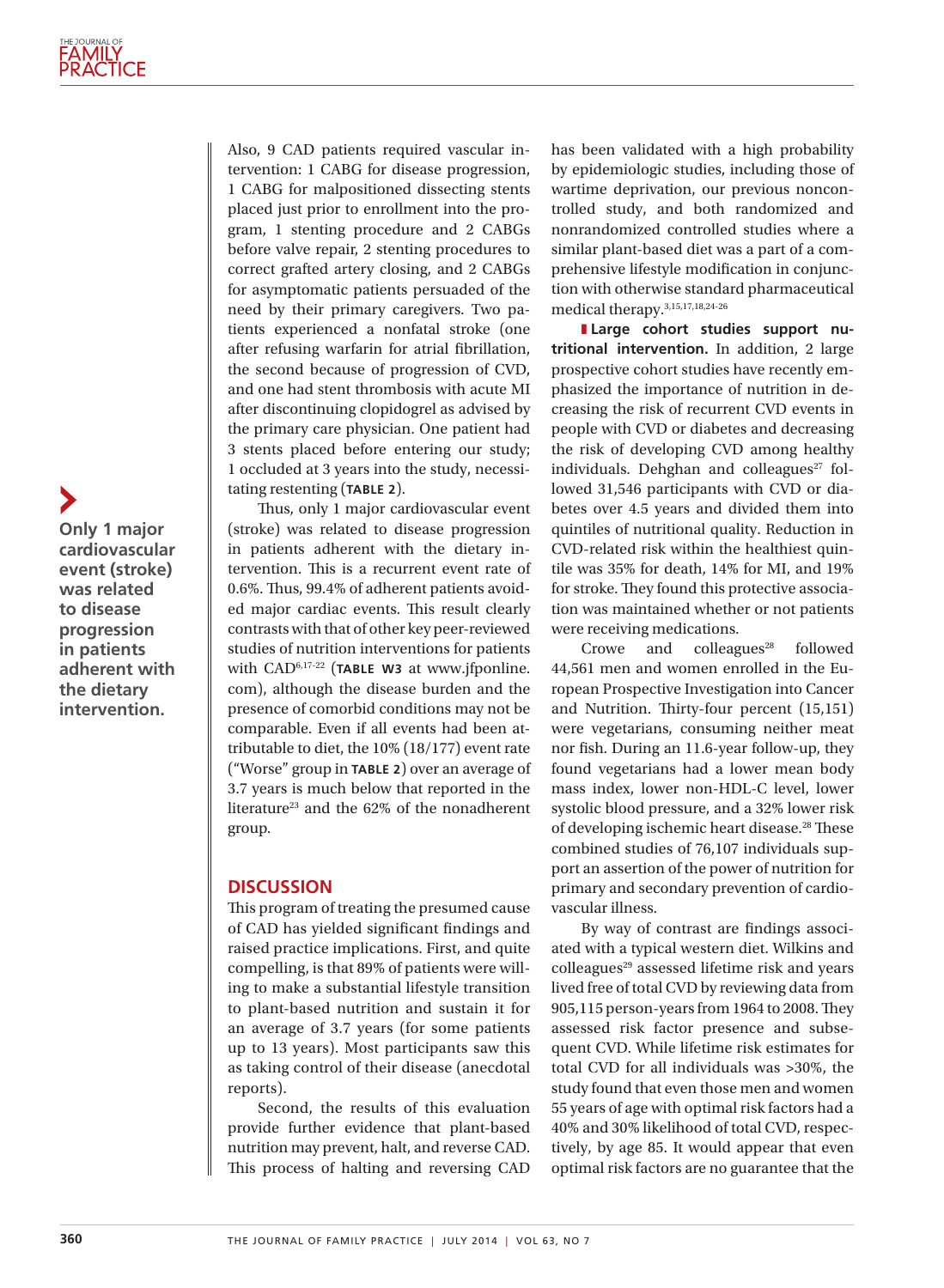Also, 9 CAD patients required vascular intervention: 1 CABG for disease progression, 1 CABG for malpositioned dissecting stents placed just prior to enrollment into the program, 1 stenting procedure and 2 CABGs before valve repair, 2 stenting procedures to correct grafted artery closing, and 2 CABGs for asymptomatic patients persuaded of the need by their primary caregivers. Two patients experienced a nonfatal stroke (one after refusing warfarin for atrial fibrillation, the second because of progression of CVD, and one had stent thrombosis with acute MI after discontinuing clopidogrel as advised by the primary care physician. One patient had 3 stents placed before entering our study; 1 occluded at 3 years into the study, necessitating restenting (**TABLE 2**).

Thus, only 1 major cardiovascular event (stroke) was related to disease progression in patients adherent with the dietary intervention. This is a recurrent event rate of 0.6%. Thus, 99.4% of adherent patients avoided major cardiac events. This result clearly contrasts with that of other key peer-reviewed studies of nutrition interventions for patients with CAD[6,17-22] (**TABLE W3** at www.jfponline.com), although the disease burden and the presence of comorbid conditions may not be comparable. Even if all events had been attributable to diet, the 10% (18/177) event rate ("Worse" group in **TABLE 2**) over an average of 3.7 years is much below that reported in the literature[23] and the 62% of the nonadherent group.

**Only 1 major cardiovascular event (stroke) was related to disease progression in patients adherent with the dietary intervention.**

## DISCUSSION

This program of treating the presumed cause of CAD has yielded significant findings and raised practice implications. First, and quite compelling, is that 89% of patients were willing to make a substantial lifestyle transition to plant-based nutrition and sustain it for an average of 3.7 years (for some patients up to 13 years). Most participants saw this as taking control of their disease (anecdotal reports).

Second, the results of this evaluation provide further evidence that plant-based nutrition may prevent, halt, and reverse CAD. This process of halting and reversing CAD has been validated with a high probability by epidemiologic studies, including those of wartime deprivation, our previous noncontrolled study, and both randomized and nonrandomized controlled studies where a similar plant-based diet was a part of a comprehensive lifestyle modification in conjunction with otherwise standard pharmaceutical medical therapy.[3,15,17,18,24-26]

**Large cohort studies support nutritional intervention.** In addition, 2 large prospective cohort studies have recently emphasized the importance of nutrition in decreasing the risk of recurrent CVD events in people with CVD or diabetes and decreasing the risk of developing CVD among healthy individuals. Dehghan and colleagues[27] followed 31,546 participants with CVD or diabetes over 4.5 years and divided them into quintiles of nutritional quality. Reduction in CVD-related risk within the healthiest quintile was 35% for death, 14% for MI, and 19% for stroke. They found this protective association was maintained whether or not patients were receiving medications.

Crowe and colleagues[28] followed 44,561 men and women enrolled in the European Prospective Investigation into Cancer and Nutrition. Thirty-four percent (15,151) were vegetarians, consuming neither meat nor fish. During an 11.6-year follow-up, they found vegetarians had a lower mean body mass index, lower non-HDL-C level, lower systolic blood pressure, and a 32% lower risk of developing ischemic heart disease.[28] These combined studies of 76,107 individuals support an assertion of the power of nutrition for primary and secondary prevention of cardiovascular illness.

By way of contrast are findings associated with a typical western diet. Wilkins and colleagues[29] assessed lifetime risk and years lived free of total CVD by reviewing data from 905,115 person-years from 1964 to 2008. They assessed risk factor presence and subsequent CVD. While lifetime risk estimates for total CVD for all individuals was >30%, the study found that even those men and women 55 years of age with optimal risk factors had a 40% and 30% likelihood of total CVD, respectively, by age 85. It would appear that even optimal risk factors are no guarantee that the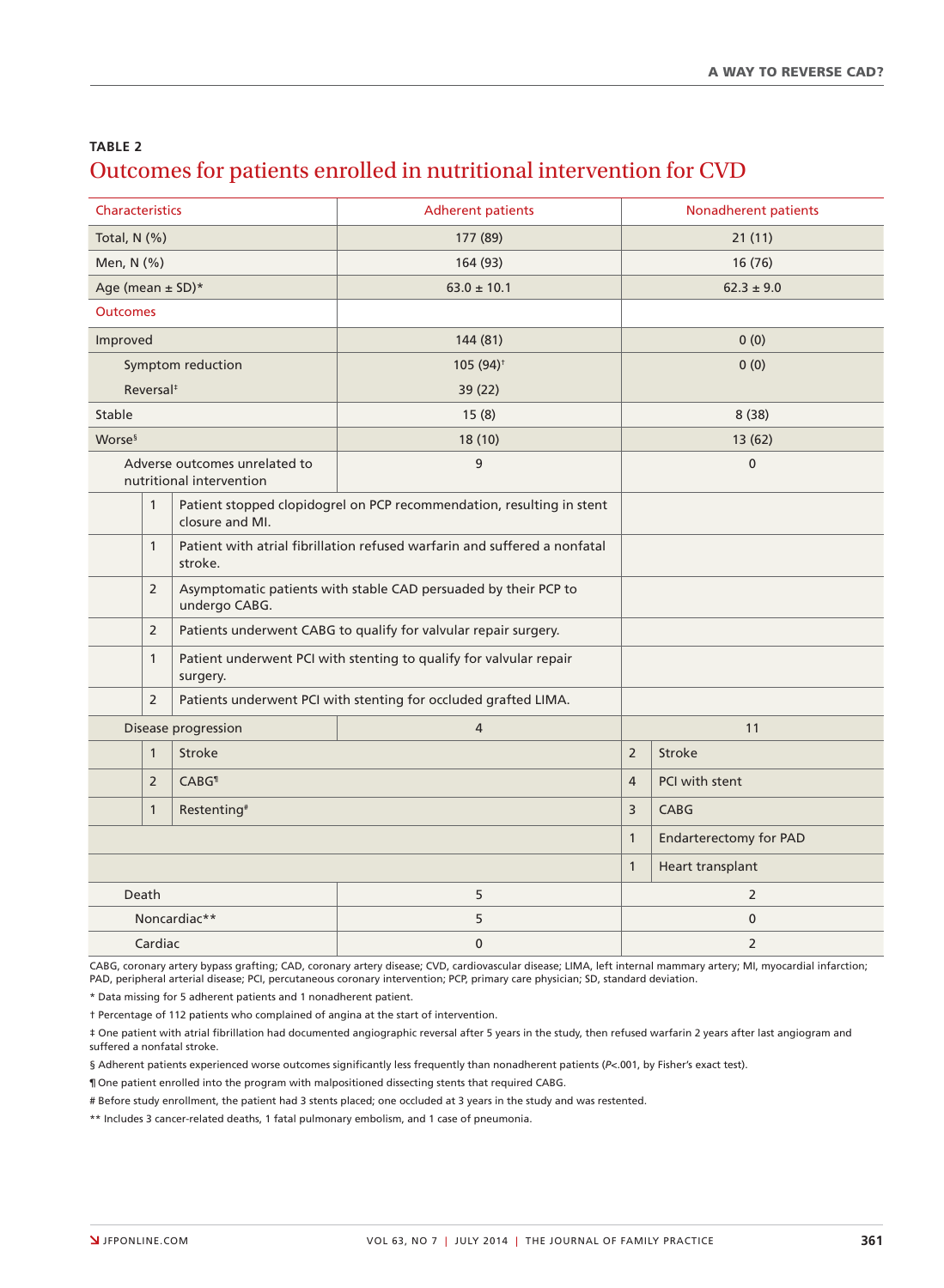## TABLE 2

## Outcomes for patients enrolled in nutritional intervention for CVD

| Characteristics | | Adherent patients | | Nonadherent patients |
|---|---|---|---|---|
| Total, N (%) | | 177 (89) | | 21 (11) |
| Men, N (%) | | 164 (93) | | 16 (76) |
| Age (mean ± SD)* | | 63.0 ± 10.1 | | 62.3 ± 9.0 |
| **Outcomes** | | | | |
| Improved | | 144 (81) | | 0 (0) |
| Symptom reduction | | 105 (94)† | | 0 (0) |
| Reversal‡ | | 39 (22) | | |
| Stable | | 15 (8) | | 8 (38) |
| Worse§ | | 18 (10) | | 13 (62) |
| Adverse outcomes unrelated to nutritional intervention | | 9 | | 0 |
| | 1 | Patient stopped clopidogrel on PCP recommendation, resulting in stent closure and MI. | | |
| | 1 | Patient with atrial fibrillation refused warfarin and suffered a nonfatal stroke. | | |
| | 2 | Asymptomatic patients with stable CAD persuaded by their PCP to undergo CABG. | | |
| | 2 | Patients underwent CABG to qualify for valvular repair surgery. | | |
| | 1 | Patient underwent PCI with stenting to qualify for valvular repair surgery. | | |
| | 2 | Patients underwent PCI with stenting for occluded grafted LIMA. | | |
| Disease progression | | 4 | | 11 |
| | 1 | Stroke | 2 | Stroke |
| | 2 | CABG¶ | 4 | PCI with stent |
| | 1 | Restenting# | 3 | CABG |
| | | | 1 | Endarterectomy for PAD |
| | | | 1 | Heart transplant |
| Death | | 5 | | 2 |
| Noncardiac** | | 5 | | 0 |
| Cardiac | | 0 | | 2 |

CABG, coronary artery bypass grafting; CAD, coronary artery disease; CVD, cardiovascular disease; LIMA, left internal mammary artery; MI, myocardial infarction; PAD, peripheral arterial disease; PCI, percutaneous coronary intervention; PCP, primary care physician; SD, standard deviation.

\* Data missing for 5 adherent patients and 1 nonadherent patient.

† Percentage of 112 patients who complained of angina at the start of intervention.

‡ One patient with atrial fibrillation had documented angiographic reversal after 5 years in the study, then refused warfarin 2 years after last angiogram and suffered a nonfatal stroke.

§ Adherent patients experienced worse outcomes significantly less frequently than nonadherent patients ($P<.001$, by Fisher's exact test).

¶ One patient enrolled into the program with malpositioned dissecting stents that required CABG.

\# Before study enrollment, the patient had 3 stents placed; one occluded at 3 years in the study and was restented.

\*\* Includes 3 cancer-related deaths, 1 fatal pulmonary embolism, and 1 case of pneumonia.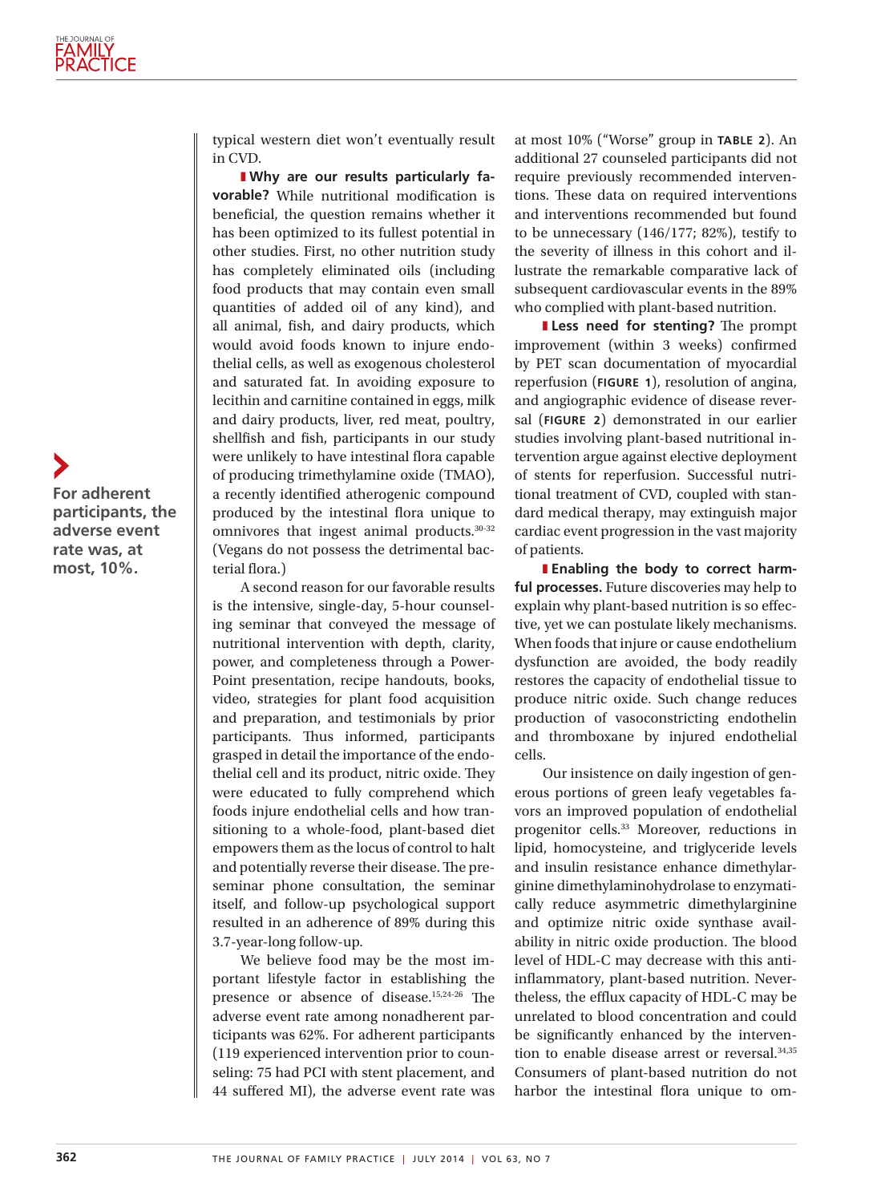typical western diet won't eventually result in CVD.

**Why are our results particularly favorable?** While nutritional modification is beneficial, the question remains whether it has been optimized to its fullest potential in other studies. First, no other nutrition study has completely eliminated oils (including food products that may contain even small quantities of added oil of any kind), and all animal, fish, and dairy products, which would avoid foods known to injure endothelial cells, as well as exogenous cholesterol and saturated fat. In avoiding exposure to lecithin and carnitine contained in eggs, milk and dairy products, liver, red meat, poultry, shellfish and fish, participants in our study were unlikely to have intestinal flora capable of producing trimethylamine oxide (TMAO), a recently identified atherogenic compound produced by the intestinal flora unique to omnivores that ingest animal products.[30-32] (Vegans do not possess the detrimental bacterial flora.)

A second reason for our favorable results is the intensive, single-day, 5-hour counseling seminar that conveyed the message of nutritional intervention with depth, clarity, power, and completeness through a PowerPoint presentation, recipe handouts, books, video, strategies for plant food acquisition and preparation, and testimonials by prior participants. Thus informed, participants grasped in detail the importance of the endothelial cell and its product, nitric oxide. They were educated to fully comprehend which foods injure endothelial cells and how transitioning to a whole-food, plant-based diet empowers them as the locus of control to halt and potentially reverse their disease. The preseminar phone consultation, the seminar itself, and follow-up psychological support resulted in an adherence of 89% during this 3.7-year-long follow-up.

We believe food may be the most important lifestyle factor in establishing the presence or absence of disease.[15,24-26] The adverse event rate among nonadherent participants was 62%. For adherent participants (119 experienced intervention prior to counseling: 75 had PCI with stent placement, and 44 suffered MI), the adverse event rate was at most 10% ("Worse" group in **TABLE 2**). An additional 27 counseled participants did not require previously recommended interventions. These data on required interventions and interventions recommended but found to be unnecessary (146/177; 82%), testify to the severity of illness in this cohort and illustrate the remarkable comparative lack of subsequent cardiovascular events in the 89% who complied with plant-based nutrition.

**For adherent participants, the adverse event rate was, at most, 10%.**

**Less need for stenting?** The prompt improvement (within 3 weeks) confirmed by PET scan documentation of myocardial reperfusion (**FIGURE 1**), resolution of angina, and angiographic evidence of disease reversal (**FIGURE 2**) demonstrated in our earlier studies involving plant-based nutritional intervention argue against elective deployment of stents for reperfusion. Successful nutritional treatment of CVD, coupled with standard medical therapy, may extinguish major cardiac event progression in the vast majority of patients.

**Enabling the body to correct harmful processes.** Future discoveries may help to explain why plant-based nutrition is so effective, yet we can postulate likely mechanisms. When foods that injure or cause endothelium dysfunction are avoided, the body readily restores the capacity of endothelial tissue to produce nitric oxide. Such change reduces production of vasoconstricting endothelin and thromboxane by injured endothelial cells.

Our insistence on daily ingestion of generous portions of green leafy vegetables favors an improved population of endothelial progenitor cells.[33] Moreover, reductions in lipid, homocysteine, and triglyceride levels and insulin resistance enhance dimethylarginine dimethylaminohydrolase to enzymatically reduce asymmetric dimethylarginine and optimize nitric oxide synthase availability in nitric oxide production. The blood level of HDL-C may decrease with this anti-inflammatory, plant-based nutrition. Nevertheless, the efflux capacity of HDL-C may be unrelated to blood concentration and could be significantly enhanced by the intervention to enable disease arrest or reversal.[34,35] Consumers of plant-based nutrition do not harbor the intestinal flora unique to om-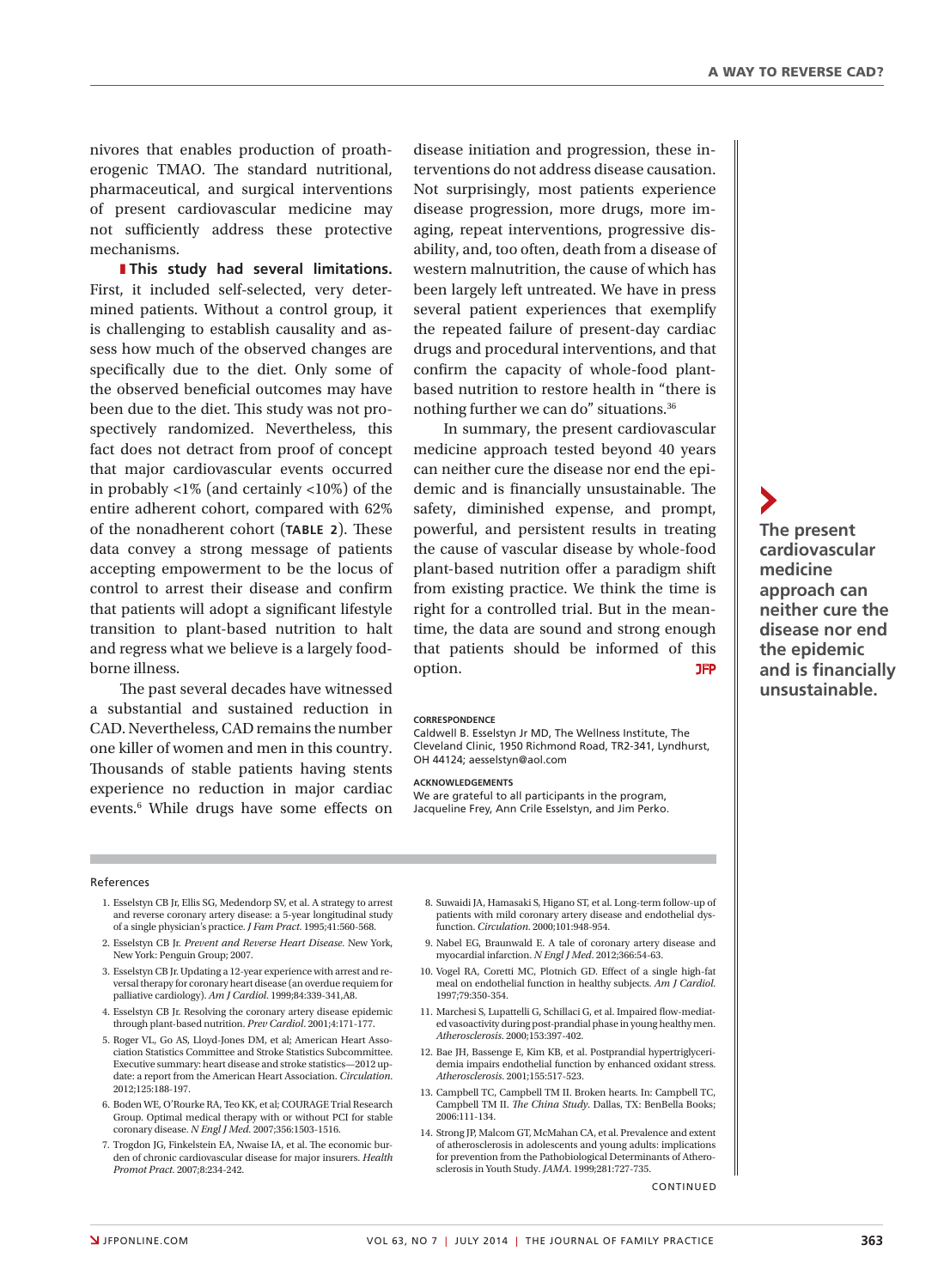nivores that enables production of proatherogenic TMAO. The standard nutritional, pharmaceutical, and surgical interventions of present cardiovascular medicine may not sufficiently address these protective mechanisms.

**This study had several limitations.** First, it included self-selected, very determined patients. Without a control group, it is challenging to establish causality and assess how much of the observed changes are specifically due to the diet. Only some of the observed beneficial outcomes may have been due to the diet. This study was not prospectively randomized. Nevertheless, this fact does not detract from proof of concept that major cardiovascular events occurred in probably <1% (and certainly <10%) of the entire adherent cohort, compared with 62% of the nonadherent cohort (**TABLE 2**). These data convey a strong message of patients accepting empowerment to be the locus of control to arrest their disease and confirm that patients will adopt a significant lifestyle transition to plant-based nutrition to halt and regress what we believe is a largely food-borne illness.

The past several decades have witnessed a substantial and sustained reduction in CAD. Nevertheless, CAD remains the number one killer of women and men in this country. Thousands of stable patients having stents experience no reduction in major cardiac events.[6] While drugs have some effects on disease initiation and progression, these interventions do not address disease causation. Not surprisingly, most patients experience disease progression, more drugs, more imaging, repeat interventions, progressive disability, and, too often, death from a disease of western malnutrition, the cause of which has been largely left untreated. We have in press several patient experiences that exemplify the repeated failure of present-day cardiac drugs and procedural interventions, and that confirm the capacity of whole-food plant-based nutrition to restore health in "there is nothing further we can do" situations.[36]

In summary, the present cardiovascular medicine approach tested beyond 40 years can neither cure the disease nor end the epidemic and is financially unsustainable. The safety, diminished expense, and prompt, powerful, and persistent results in treating the cause of vascular disease by whole-food plant-based nutrition offer a paradigm shift from existing practice. We think the time is right for a controlled trial. But in the meantime, the data are sound and strong enough that patients should be informed of this option. JFP

**The present cardiovascular medicine approach can neither cure the disease nor end the epidemic and is financially unsustainable.**

**CORRESPONDENCE**

Caldwell B. Esselstyn Jr MD, The Wellness Institute, The Cleveland Clinic, 1950 Richmond Road, TR2-341, Lyndhurst, OH 44124; aesselstyn@aol.com

**ACKNOWLEDGEMENTS**

We are grateful to all participants in the program, Jacqueline Frey, Ann Crile Esselstyn, and Jim Perko.

## References

1. Esselstyn CB Jr, Ellis SG, Medendorp SV, et al. A strategy to arrest and reverse coronary artery disease: a 5-year longitudinal study of a single physician's practice. *J Fam Pract*. 1995;41:560-568.
2. Esselstyn CB Jr. *Prevent and Reverse Heart Disease*. New York, New York: Penguin Group; 2007.
3. Esselstyn CB Jr. Updating a 12-year experience with arrest and reversal therapy for coronary heart disease (an overdue requiem for palliative cardiology). *Am J Cardiol*. 1999;84:339-341,A8.
4. Esselstyn CB Jr. Resolving the coronary artery disease epidemic through plant-based nutrition. *Prev Cardiol*. 2001;4:171-177.
5. Roger VL, Go AS, Lloyd-Jones DM, et al; American Heart Association Statistics Committee and Stroke Statistics Subcommittee. Executive summary: heart disease and stroke statistics—2012 update: a report from the American Heart Association. *Circulation*. 2012;125:188-197.
6. Boden WE, O'Rourke RA, Teo KK, et al; COURAGE Trial Research Group. Optimal medical therapy with or without PCI for stable coronary disease. *N Engl J Med*. 2007;356:1503-1516.
7. Trogdon JG, Finkelstein EA, Nwaise IA, et al. The economic burden of chronic cardiovascular disease for major insurers. *Health Promot Pract*. 2007;8:234-242.
8. Suwaidi JA, Hamasaki S, Higano ST, et al. Long-term follow-up of patients with mild coronary artery disease and endothelial dysfunction. *Circulation*. 2000;101:948-954.
9. Nabel EG, Braunwald E. A tale of coronary artery disease and myocardial infarction. *N Engl J Med*. 2012;366:54-63.
10. Vogel RA, Coretti MC, Plotnich GD. Effect of a single high-fat meal on endothelial function in healthy subjects. *Am J Cardiol*. 1997;79:350-354.
11. Marchesi S, Lupattelli G, Schillaci G, et al. Impaired flow-mediated vasoactivity during post-prandial phase in young healthy men. *Atherosclerosis*. 2000;153:397-402.
12. Bae JH, Bassenge E, Kim KB, et al. Postprandial hypertriglyceridemia impairs endothelial function by enhanced oxidant stress. *Atherosclerosis*. 2001;155:517-523.
13. Campbell TC, Campbell TM II. Broken hearts. In: Campbell TC, Campbell TM II. *The China Study*. Dallas, TX: BenBella Books; 2006:111-134.
14. Strong JP, Malcom GT, McMahan CA, et al. Prevalence and extent of atherosclerosis in adolescents and young adults: implications for prevention from the Pathobiological Determinants of Atherosclerosis in Youth Study. *JAMA*. 1999;281:727-735.

CONTINUED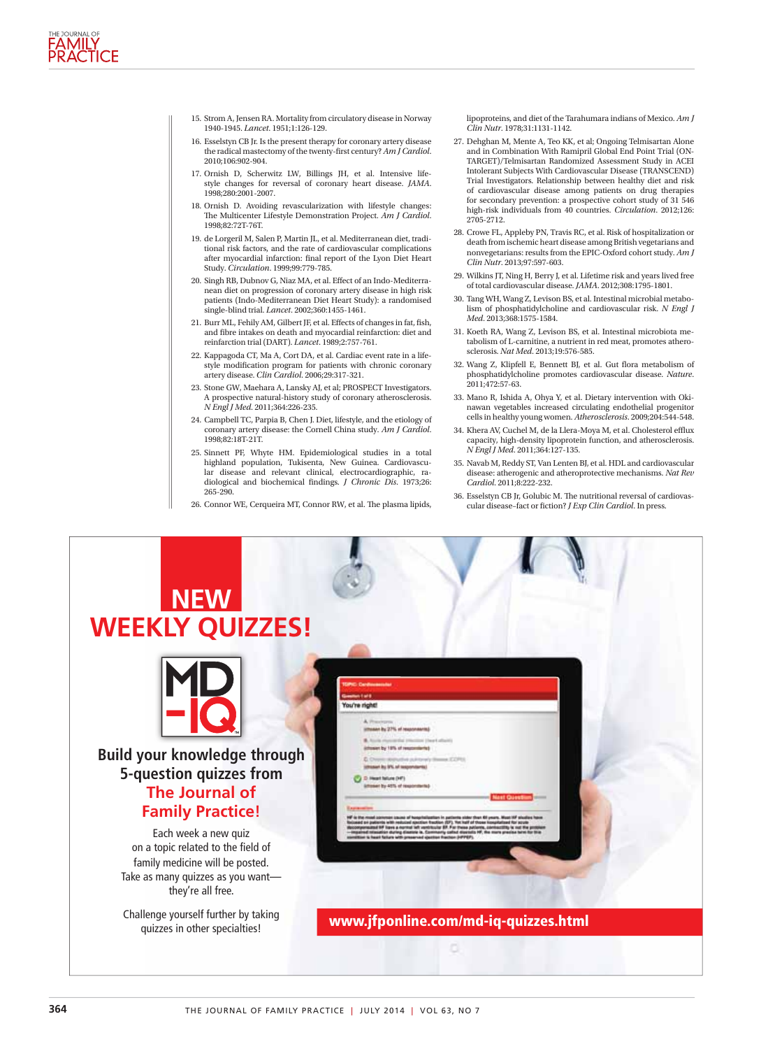15. Strom A, Jensen RA. Mortality from circulatory disease in Norway 1940-1945. *Lancet*. 1951;1:126-129.
16. Esselstyn CB Jr. Is the present therapy for coronary artery disease the radical mastectomy of the twenty-first century? *Am J Cardiol*. 2010;106:902-904.
17. Ornish D, Scherwitz LW, Billings JH, et al. Intensive lifestyle changes for reversal of coronary heart disease. *JAMA*. 1998;280:2001-2007.
18. Ornish D. Avoiding revascularization with lifestyle changes: The Multicenter Lifestyle Demonstration Project. *Am J Cardiol*. 1998;82:72T-76T.
19. de Lorgeril M, Salen P, Martin JL, et al. Mediterranean diet, traditional risk factors, and the rate of cardiovascular complications after myocardial infarction: final report of the Lyon Diet Heart Study. *Circulation*. 1999;99:779-785.
20. Singh RB, Dubnov G, Niaz MA, et al. Effect of an Indo-Mediterranean diet on progression of coronary artery disease in high risk patients (Indo-Mediterranean Diet Heart Study): a randomised single-blind trial. *Lancet*. 2002;360:1455-1461.
21. Burr ML, Fehily AM, Gilbert JF, et al. Effects of changes in fat, fish, and fibre intakes on death and myocardial reinfarction: diet and reinfarction trial (DART). *Lancet*. 1989;2:757-761.
22. Kappagoda CT, Ma A, Cort DA, et al. Cardiac event rate in a lifestyle modification program for patients with chronic coronary artery disease. *Clin Cardiol*. 2006;29:317-321.
23. Stone GW, Maehara A, Lansky AJ, et al; PROSPECT Investigators. A prospective natural-history study of coronary atherosclerosis. *N Engl J Med*. 2011;364:226-235.
24. Campbell TC, Parpia B, Chen J. Diet, lifestyle, and the etiology of coronary artery disease: the Cornell China study. *Am J Cardiol*. 1998;82:18T-21T.
25. Sinnett PF, Whyte HM. Epidemiological studies in a total highland population, Tukisenta, New Guinea. Cardiovascular disease and relevant clinical, electrocardiographic, radiological and biochemical findings. *J Chronic Dis*. 1973;26:265-290.
26. Connor WE, Cerqueira MT, Connor RW, et al. The plasma lipids, lipoproteins, and diet of the Tarahumara indians of Mexico. *Am J Clin Nutr*. 1978;31:1131-1142.
27. Dehghan M, Mente A, Teo KK, et al; Ongoing Telmisartan Alone and in Combination With Ramipril Global End Point Trial (ONTARGET)/Telmisartan Randomized Assessment Study in ACEI Intolerant Subjects With Cardiovascular Disease (TRANSCEND) Trial Investigators. Relationship between healthy diet and risk of cardiovascular disease among patients on drug therapies for secondary prevention: a prospective cohort study of 31 546 high-risk individuals from 40 countries. *Circulation*. 2012;126:2705-2712.
28. Crowe FL, Appleby PN, Travis RC, et al. Risk of hospitalization or death from ischemic heart disease among British vegetarians and nonvegetarians: results from the EPIC-Oxford cohort study. *Am J Clin Nutr*. 2013;97:597-603.
29. Wilkins JT, Ning H, Berry J, et al. Lifetime risk and years lived free of total cardiovascular disease. *JAMA*. 2012;308:1795-1801.
30. Tang WH, Wang Z, Levison BS, et al. Intestinal microbial metabolism of phosphatidylcholine and cardiovascular risk. *N Engl J Med*. 2013;368:1575-1584.
31. Koeth RA, Wang Z, Levison BS, et al. Intestinal microbiota metabolism of L-carnitine, a nutrient in red meat, promotes atherosclerosis. *Nat Med*. 2013;19:576-585.
32. Wang Z, Klipfell E, Bennett BJ, et al. Gut flora metabolism of phosphatidylcholine promotes cardiovascular disease. *Nature*. 2011;472:57-63.
33. Mano R, Ishida A, Ohya Y, et al. Dietary intervention with Okinawan vegetables increased circulating endothelial progenitor cells in healthy young women. *Atherosclerosis*. 2009;204:544-548.
34. Khera AV, Cuchel M, de la Llera-Moya M, et al. Cholesterol efflux capacity, high-density lipoprotein function, and atherosclerosis. *N Engl J Med*. 2011;364:127-135.
35. Navab M, Reddy ST, Van Lenten BJ, et al. HDL and cardiovascular disease: atherogenic and atheroprotective mechanisms. *Nat Rev Cardiol*. 2011;8:222-232.
36. Esselstyn CB Jr, Golubic M. The nutritional reversal of cardiovascular disease–fact or fiction? *J Exp Clin Cardiol*. In press.

**NEW WEEKLY QUIZZES!**

**MD-IQ**

**Build your knowledge through 5-question quizzes from The Journal of Family Practice!**

Each week a new quiz on a topic related to the field of family medicine will be posted. Take as many quizzes as you want—they're all free.

Challenge yourself further by taking quizzes in other specialties!

**www.jfponline.com/md-iq-quizzes.html**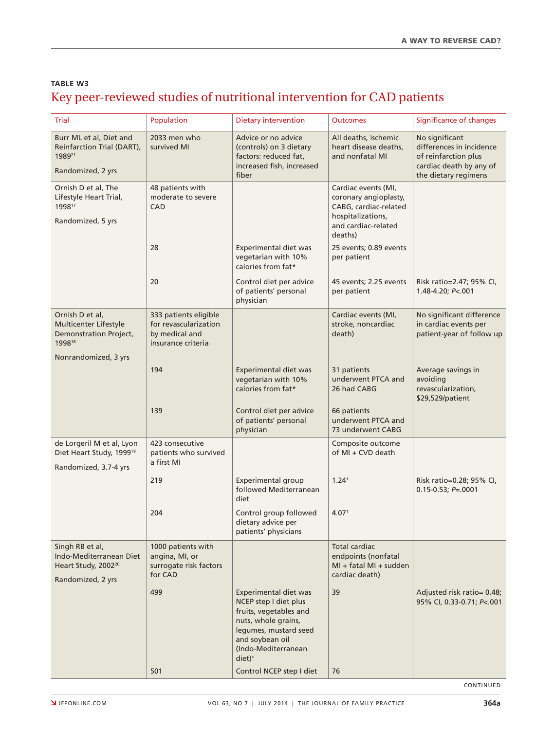### TABLE W3

## Key peer-reviewed studies of nutritional intervention for CAD patients

| Trial | Population | Dietary intervention | Outcomes | Significance of changes |
|---|---|---|---|---|
| Burr ML et al, Diet and Reinfarction Trial (DART), 1989[21]<br><br>Randomized, 2 yrs | 2033 men who survived MI | Advice or no advice (controls) on 3 dietary factors: reduced fat, increased fish, increased fiber | All deaths, ischemic heart disease deaths, and nonfatal MI | No significant differences in incidence of reinfarction plus cardiac death by any of the dietary regimens |
| Ornish D et al, The Lifestyle Heart Trial, 1998[17]<br><br>Randomized, 5 yrs | 48 patients with moderate to severe CAD | | Cardiac events (MI, coronary angioplasty, CABG, cardiac-related hospitalizations, and cardiac-related deaths) | |
| | 28 | Experimental diet was vegetarian with 10% calories from fat* | 25 events; 0.89 events per patient | |
| | 20 | Control diet per advice of patients' personal physician | 45 events; 2.25 events per patient | Risk ratio=2.47; 95% CI, 1.48-4.20; *P*<.001 |
| Ornish D et al, Multicenter Lifestyle Demonstration Project, 1998[18]<br><br>Nonrandomized, 3 yrs | 333 patients eligible for revascularization by medical and insurance criteria | | Cardiac events (MI, stroke, noncardiac death) | No significant difference in cardiac events per patient-year of follow up |
| | 194 | Experimental diet was vegetarian with 10% calories from fat* | 31 patients underwent PTCA and 26 had CABG | Average savings in avoiding revascularization, $29,529/patient |
| | 139 | Control diet per advice of patients' personal physician | 66 patients underwent PTCA and 73 underwent CABG | |
| de Lorgeril M et al, Lyon Diet Heart Study, 1999[19]<br><br>Randomized, 3.7-4 yrs | 423 consecutive patients who survived a first MI | | Composite outcome of MI + CVD death | |
| | 219 | Experimental group followed Mediterranean diet | 1.24[†] | Risk ratio=0.28; 95% CI, 0.15-0.53; *P*=.0001 |
| | 204 | Control group followed dietary advice per patients' physicians | 4.07[†] | |
| Singh RB et al, Indo-Mediterranean Diet Heart Study, 2002[20]<br><br>Randomized, 2 yrs | 1000 patients with angina, MI, or surrogate risk factors for CAD | | Total cardiac endpoints (nonfatal MI + fatal MI + sudden cardiac death) | |
| | 499 | Experimental diet was NCEP step I diet plus fruits, vegetables and nuts, whole grains, legumes, mustard seed and soybean oil (Indo-Mediterranean diet)[‡] | 39 | Adjusted risk ratio= 0.48; 95% CI, 0.33-0.71; *P*<.001 |
| | 501 | Control NCEP step I diet | 76 | |

CONTINUED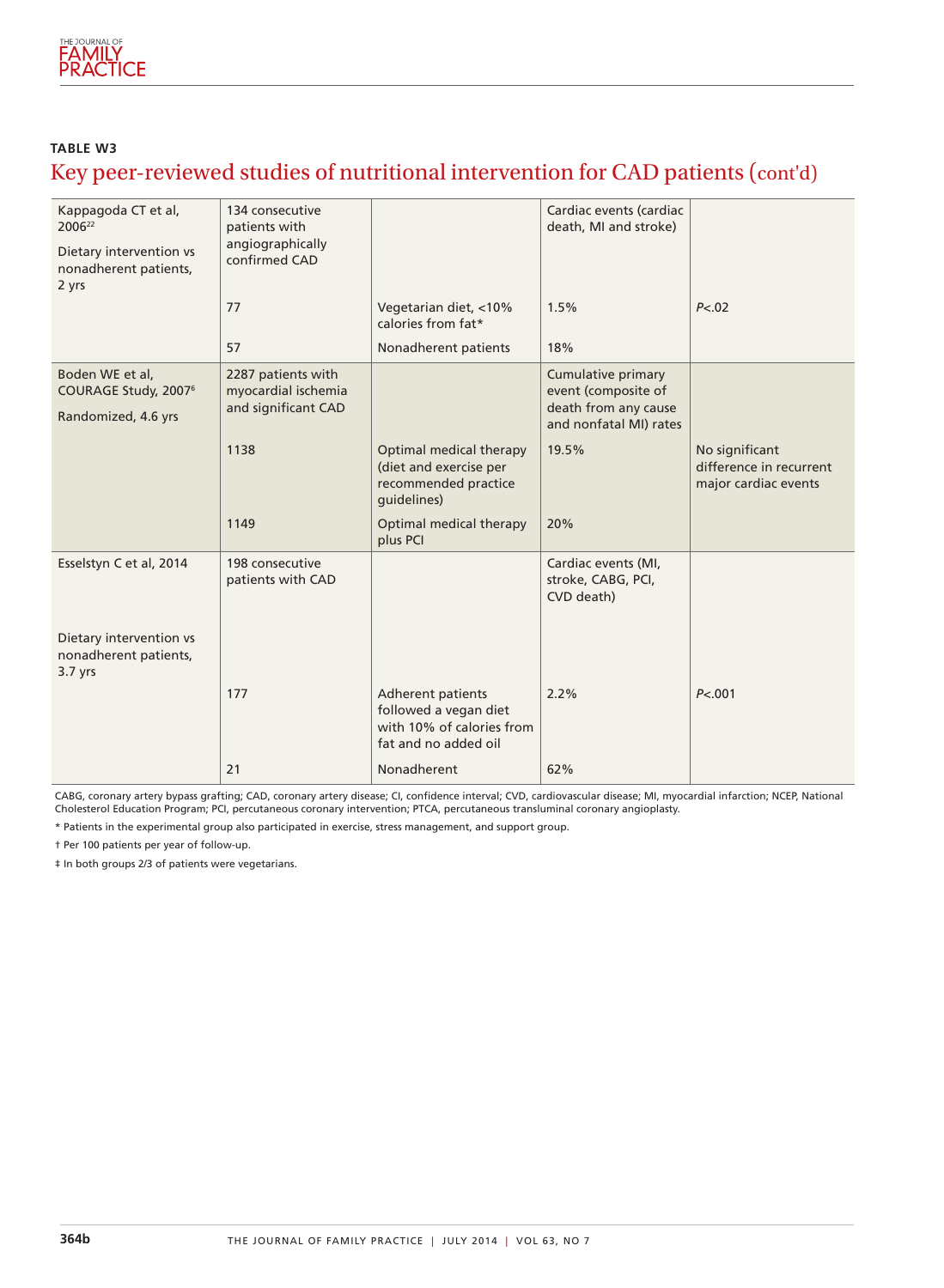**TABLE W3**

## Key peer-reviewed studies of nutritional intervention for CAD patients (cont'd)

| | | | | |
|---|---|---|---|---|
| Kappagoda CT et al, 2006[22]<br>Dietary intervention vs nonadherent patients, 2 yrs | 134 consecutive patients with angiographically confirmed CAD | | Cardiac events (cardiac death, MI and stroke) | |
| | 77 | Vegetarian diet, <10% calories from fat* | 1.5% | *P*<.02 |
| | 57 | Nonadherent patients | 18% | |
| Boden WE et al, COURAGE Study, 2007[6]<br>Randomized, 4.6 yrs | 2287 patients with myocardial ischemia and significant CAD | | Cumulative primary event (composite of death from any cause and nonfatal MI) rates | |
| | 1138 | Optimal medical therapy (diet and exercise per recommended practice guidelines) | 19.5% | No significant difference in recurrent major cardiac events |
| | 1149 | Optimal medical therapy plus PCI | 20% | |
| Esselstyn C et al, 2014<br>Dietary intervention vs nonadherent patients, 3.7 yrs | 198 consecutive patients with CAD | | Cardiac events (MI, stroke, CABG, PCI, CVD death) | |
| | 177 | Adherent patients followed a vegan diet with 10% of calories from fat and no added oil | 2.2% | *P*<.001 |
| | 21 | Nonadherent | 62% | |

CABG, coronary artery bypass grafting; CAD, coronary artery disease; CI, confidence interval; CVD, cardiovascular disease; MI, myocardial infarction; NCEP, National Cholesterol Education Program; PCI, percutaneous coronary intervention; PTCA, percutaneous transluminal coronary angioplasty.

\* Patients in the experimental group also participated in exercise, stress management, and support group.

† Per 100 patients per year of follow-up.

‡ In both groups 2/3 of patients were vegetarians.